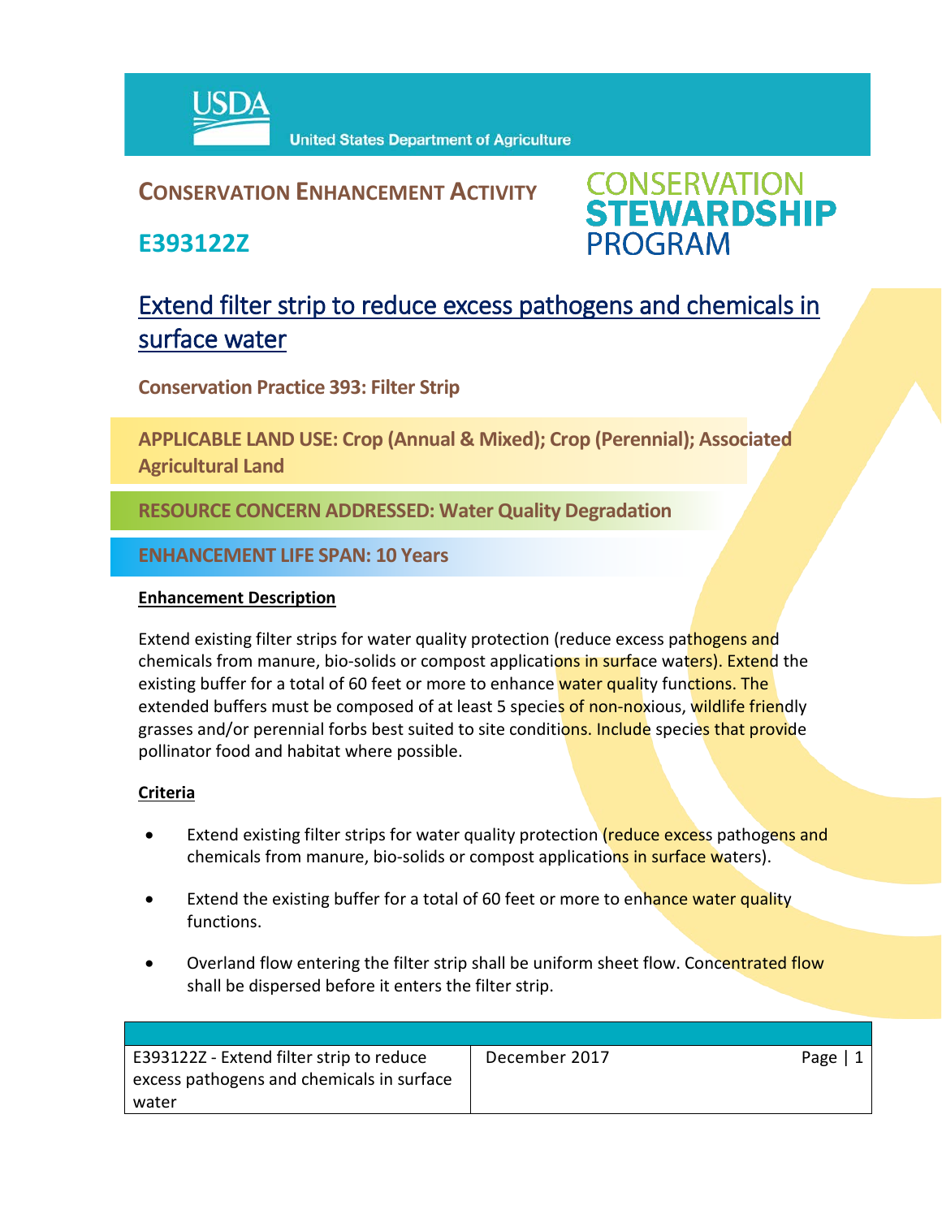USDA United States Department of Agriculture

## CONSERVATION ENHANCEMENT ACTIVITY

## E393122Z

CONSERVATION STEWARDSHIP PROGRAM

# Extend filter strip to reduce excess pathogens and chemicals in surface water

**Conservation Practice 393: Filter Strip**

**APPLICABLE LAND USE: Crop (Annual & Mixed); Crop (Perennial); Associated Agricultural Land**

**RESOURCE CONCERN ADDRESSED: Water Quality Degradation**

**ENHANCEMENT LIFE SPAN: 10 Years**

### Enhancement Description

Extend existing filter strips for water quality protection (reduce excess pathogens and chemicals from manure, bio-solids or compost applications in surface waters). Extend the existing buffer for a total of 60 feet or more to enhance water quality functions. The extended buffers must be composed of at least 5 species of non-noxious, wildlife friendly grasses and/or perennial forbs best suited to site conditions. Include species that provide pollinator food and habitat where possible.

### Criteria

- Extend existing filter strips for water quality protection (reduce excess pathogens and chemicals from manure, bio-solids or compost applications in surface waters).
- Extend the existing buffer for a total of 60 feet or more to enhance water quality functions.
- Overland flow entering the filter strip shall be uniform sheet flow. Concentrated flow shall be dispersed before it enters the filter strip.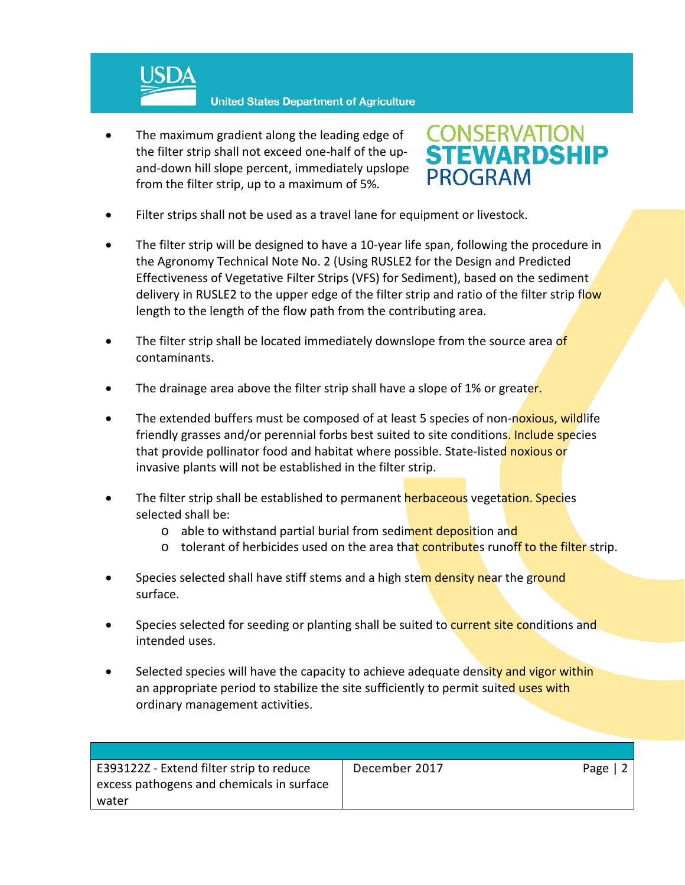- The maximum gradient along the leading edge of the filter strip shall not exceed one-half of the up-and-down hill slope percent, immediately upslope from the filter strip, up to a maximum of 5%.
- Filter strips shall not be used as a travel lane for equipment or livestock.
- The filter strip will be designed to have a 10-year life span, following the procedure in the Agronomy Technical Note No. 2 (Using RUSLE2 for the Design and Predicted Effectiveness of Vegetative Filter Strips (VFS) for Sediment), based on the sediment delivery in RUSLE2 to the upper edge of the filter strip and ratio of the filter strip flow length to the length of the flow path from the contributing area.
- The filter strip shall be located immediately downslope from the source area of contaminants.
- The drainage area above the filter strip shall have a slope of 1% or greater.
- The extended buffers must be composed of at least 5 species of non-noxious, wildlife friendly grasses and/or perennial forbs best suited to site conditions. Include species that provide pollinator food and habitat where possible. State-listed noxious or invasive plants will not be established in the filter strip.
- The filter strip shall be established to permanent herbaceous vegetation. Species selected shall be:
  - able to withstand partial burial from sediment deposition and
  - tolerant of herbicides used on the area that contributes runoff to the filter strip.
- Species selected shall have stiff stems and a high stem density near the ground surface.
- Species selected for seeding or planting shall be suited to current site conditions and intended uses.
- Selected species will have the capacity to achieve adequate density and vigor within an appropriate period to stabilize the site sufficiently to permit suited uses with ordinary management activities.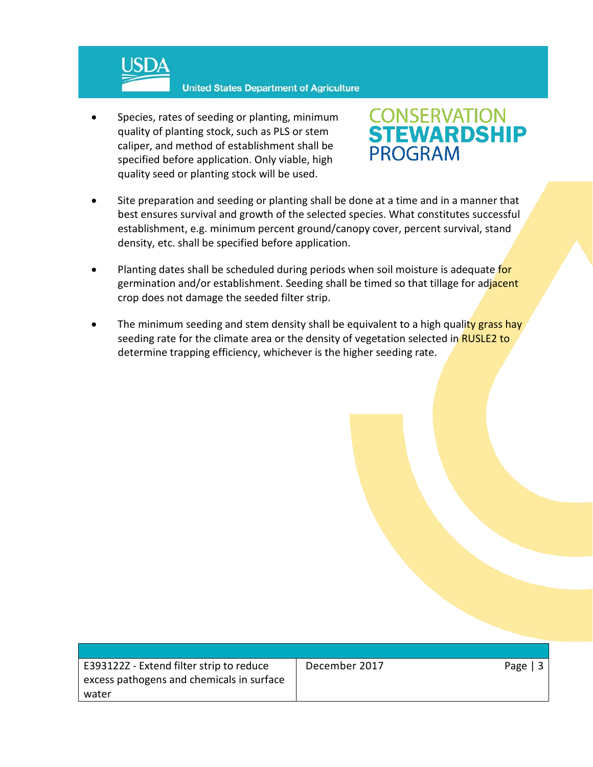- Species, rates of seeding or planting, minimum quality of planting stock, such as PLS or stem caliper, and method of establishment shall be specified before application. Only viable, high quality seed or planting stock will be used.

- Site preparation and seeding or planting shall be done at a time and in a manner that best ensures survival and growth of the selected species. What constitutes successful establishment, e.g. minimum percent ground/canopy cover, percent survival, stand density, etc. shall be specified before application.

- Planting dates shall be scheduled during periods when soil moisture is adequate for germination and/or establishment. Seeding shall be timed so that tillage for adjacent crop does not damage the seeded filter strip.

- The minimum seeding and stem density shall be equivalent to a high quality grass hay seeding rate for the climate area or the density of vegetation selected in RUSLE2 to determine trapping efficiency, whichever is the higher seeding rate.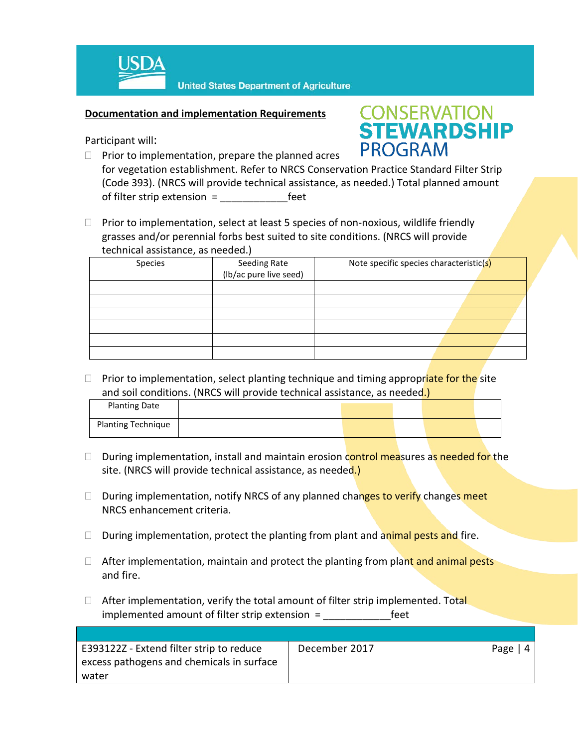**Documentation and implementation Requirements**

Participant will:

- ☐ Prior to implementation, prepare the planned acres for vegetation establishment. Refer to NRCS Conservation Practice Standard Filter Strip (Code 393). (NRCS will provide technical assistance, as needed.) Total planned amount of filter strip extension = ___________feet

- ☐ Prior to implementation, select at least 5 species of non-noxious, wildlife friendly grasses and/or perennial forbs best suited to site conditions. (NRCS will provide technical assistance, as needed.)

| Species | Seeding Rate (lb/ac pure live seed) | Note specific species characteristic(s) |
|---|---|---|
| | | |
| | | |
| | | |
| | | |
| | | |
| | | |

- ☐ Prior to implementation, select planting technique and timing appropriate for the site and soil conditions. (NRCS will provide technical assistance, as needed.)

| Planting Date | |
|---|---|
| Planting Technique | |

- ☐ During implementation, install and maintain erosion control measures as needed for the site. (NRCS will provide technical assistance, as needed.)

- ☐ During implementation, notify NRCS of any planned changes to verify changes meet NRCS enhancement criteria.

- ☐ During implementation, protect the planting from plant and animal pests and fire.

- ☐ After implementation, maintain and protect the planting from plant and animal pests and fire.

- ☐ After implementation, verify the total amount of filter strip implemented. Total implemented amount of filter strip extension = ___________feet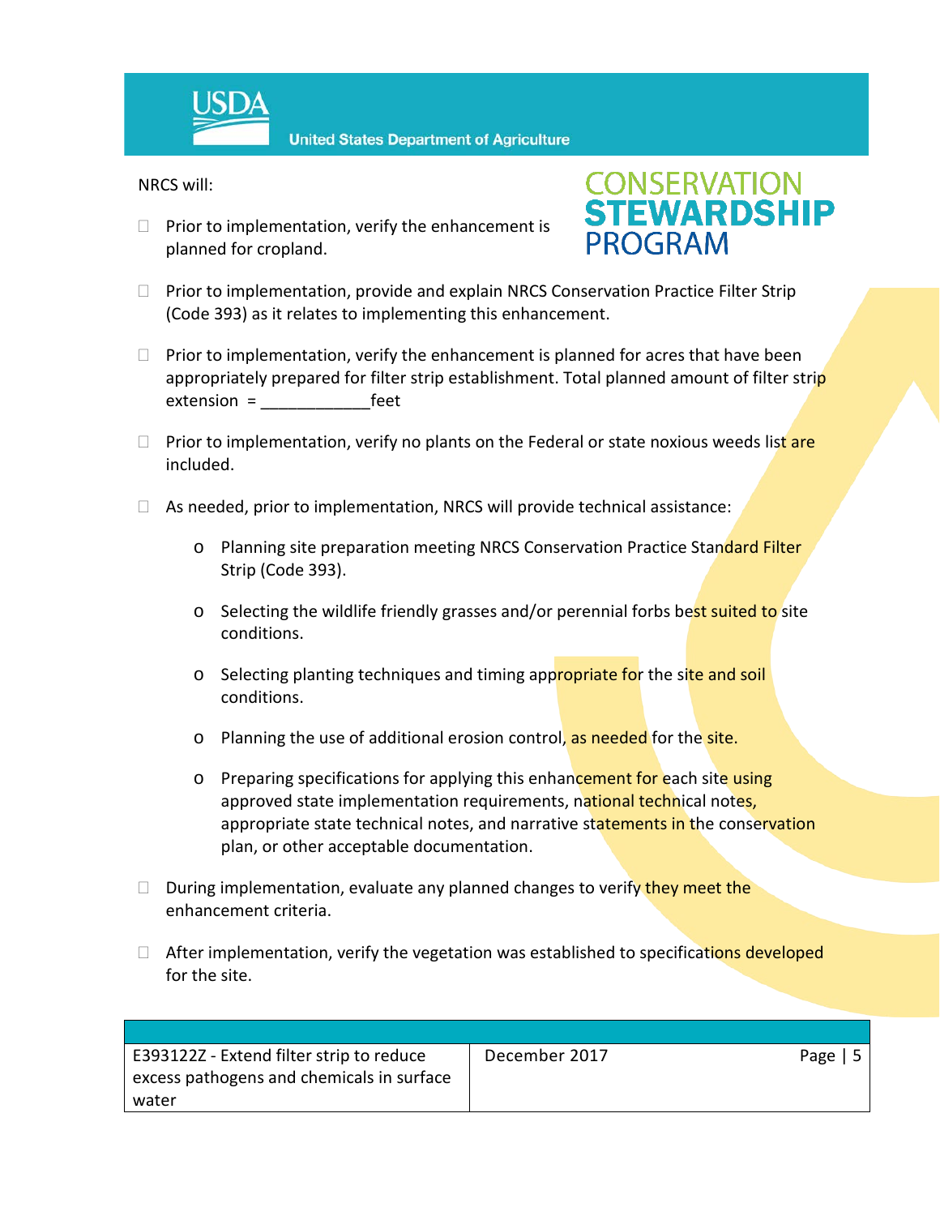NRCS will:

- ☐ Prior to implementation, verify the enhancement is planned for cropland.

- ☐ Prior to implementation, provide and explain NRCS Conservation Practice Filter Strip (Code 393) as it relates to implementing this enhancement.

- ☐ Prior to implementation, verify the enhancement is planned for acres that have been appropriately prepared for filter strip establishment. Total planned amount of filter strip extension = ____________feet

- ☐ Prior to implementation, verify no plants on the Federal or state noxious weeds list are included.

- ☐ As needed, prior to implementation, NRCS will provide technical assistance:

    - Planning site preparation meeting NRCS Conservation Practice Standard Filter Strip (Code 393).

    - Selecting the wildlife friendly grasses and/or perennial forbs best suited to site conditions.

    - Selecting planting techniques and timing appropriate for the site and soil conditions.

    - Planning the use of additional erosion control, as needed for the site.

    - Preparing specifications for applying this enhancement for each site using approved state implementation requirements, national technical notes, appropriate state technical notes, and narrative statements in the conservation plan, or other acceptable documentation.

- ☐ During implementation, evaluate any planned changes to verify they meet the enhancement criteria.

- ☐ After implementation, verify the vegetation was established to specifications developed for the site.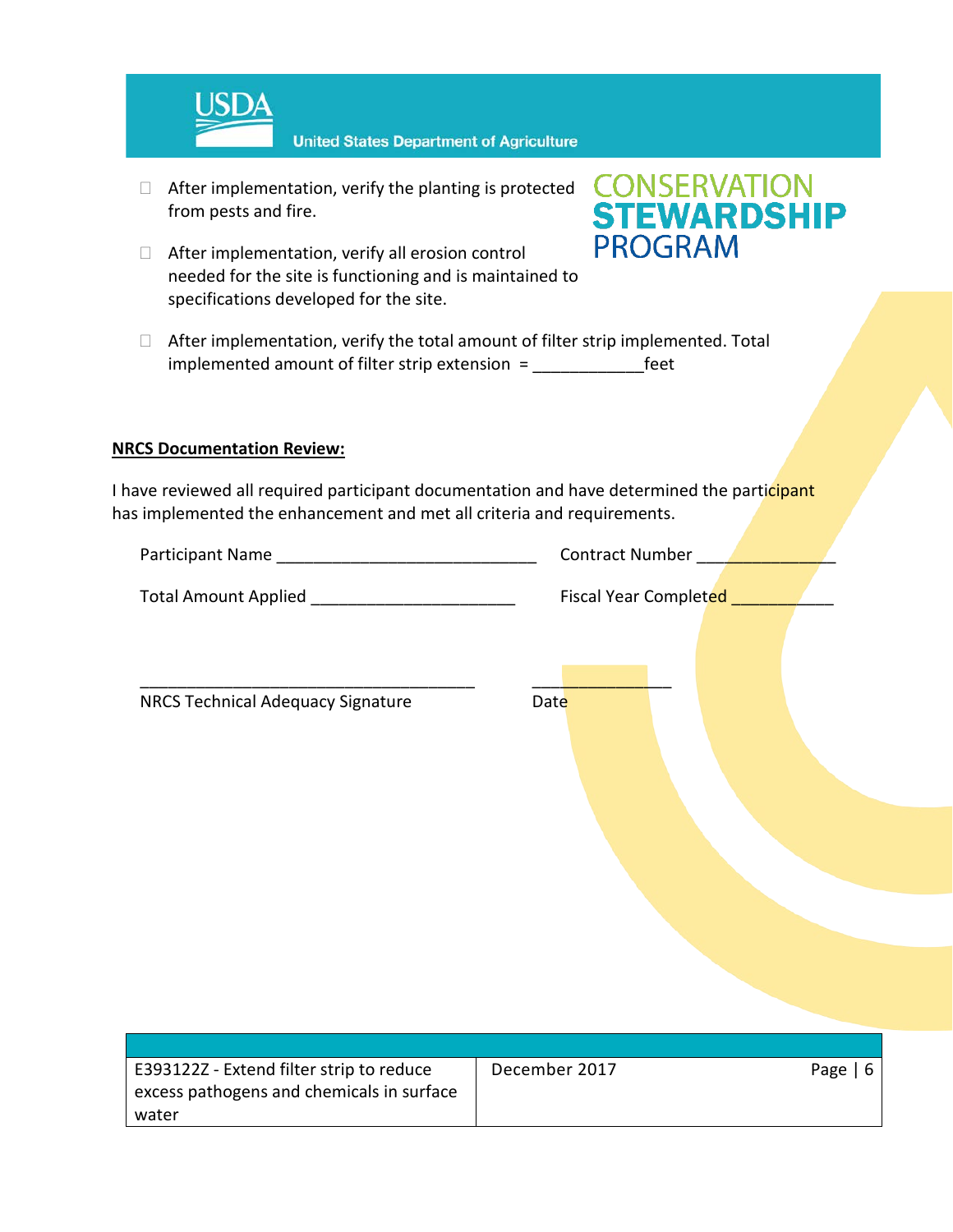- [ ] After implementation, verify the planting is protected from pests and fire.
- [ ] After implementation, verify all erosion control needed for the site is functioning and is maintained to specifications developed for the site.
- [ ] After implementation, verify the total amount of filter strip implemented. Total implemented amount of filter strip extension = ____________feet

**NRCS Documentation Review:**

I have reviewed all required participant documentation and have determined the participant has implemented the enhancement and met all criteria and requirements.

Participant Name ____________________________ Contract Number _______________

Total Amount Applied ______________________ Fiscal Year Completed ___________

____________________________________ _______________

NRCS Technical Adequacy Signature Date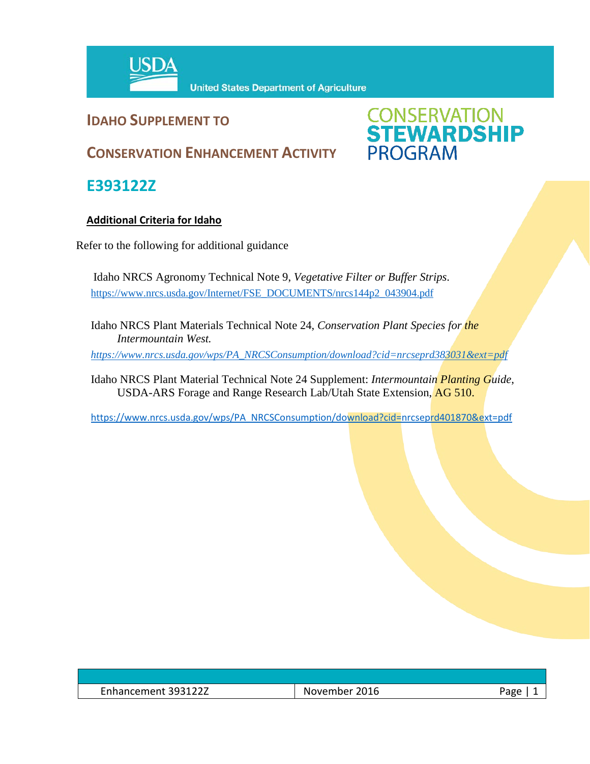United States Department of Agriculture

# IDAHO SUPPLEMENT TO

# CONSERVATION ENHANCEMENT ACTIVITY

CONSERVATION STEWARDSHIP PROGRAM

# E393122Z

**Additional Criteria for Idaho**

Refer to the following for additional guidance

Idaho NRCS Agronomy Technical Note 9, *Vegetative Filter or Buffer Strips*.
https://www.nrcs.usda.gov/Internet/FSE_DOCUMENTS/nrcs144p2_043904.pdf

Idaho NRCS Plant Materials Technical Note 24, *Conservation Plant Species for the Intermountain West.*
*https://www.nrcs.usda.gov/wps/PA_NRCSConsumption/download?cid=nrcseprd383031&ext=pdf*

Idaho NRCS Plant Material Technical Note 24 Supplement: *Intermountain Planting Guide*, USDA-ARS Forage and Range Research Lab/Utah State Extension, AG 510.

https://www.nrcs.usda.gov/wps/PA_NRCSConsumption/download?cid=nrcseprd401870&ext=pdf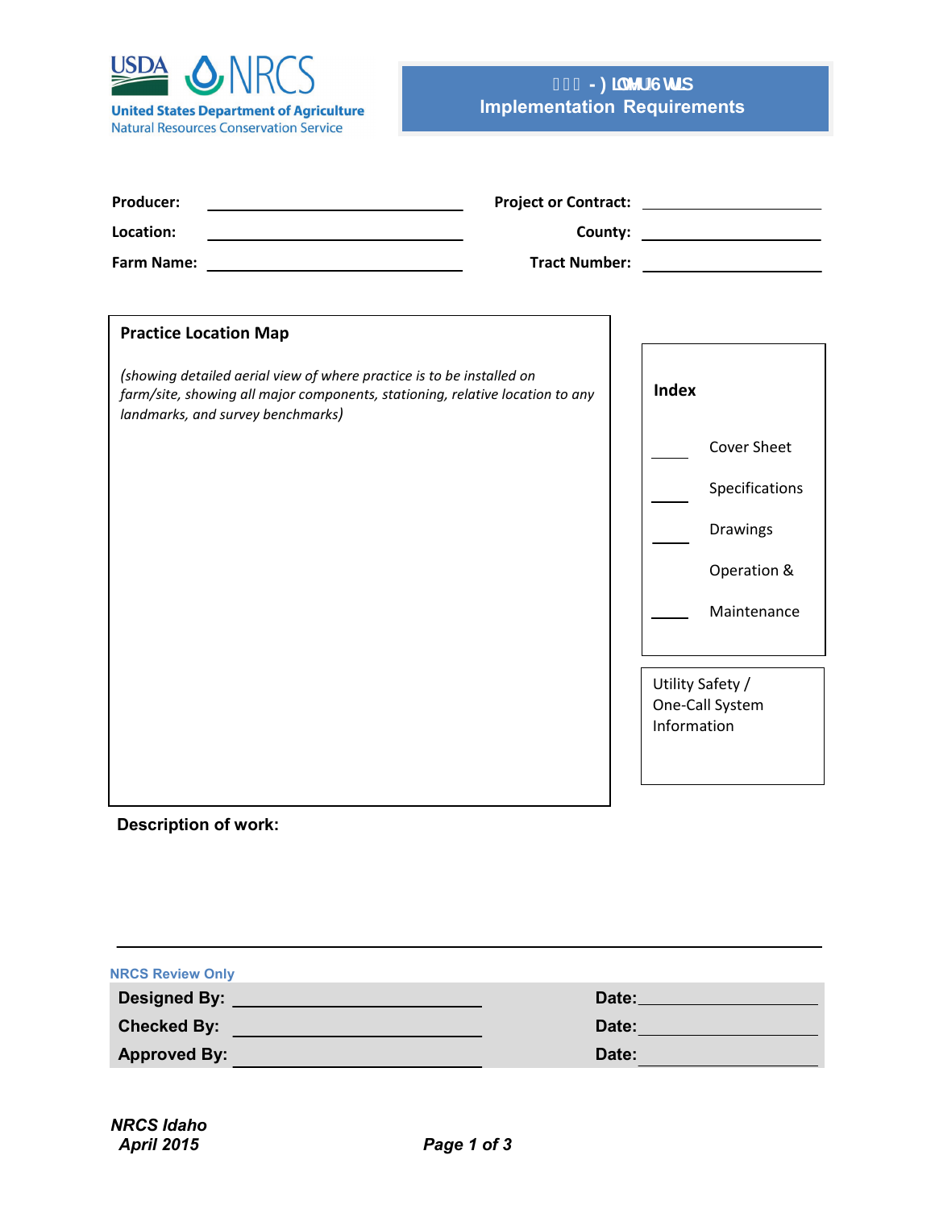# ▯▯▯ - ) LOMU6 WLS
# Implementation Requirements

**Producer:** ______________________ **Project or Contract:** ______________________

**Location:** ______________________ **County:** ______________________

**Farm Name:** ______________________ **Tract Number:** ______________________

## Practice Location Map

*(showing detailed aerial view of where practice is to be installed on farm/site, showing all major components, stationing, relative location to any landmarks, and survey benchmarks)*

**Index**

____ Cover Sheet

____ Specifications

____ Drawings

____ Operation & Maintenance

Utility Safety / One-Call System Information

**Description of work:**

NRCS Review Only

**Designed By:** ______________________ **Date:** ______________

**Checked By:** ______________________ **Date:** ______________

**Approved By:** ______________________ **Date:** ______________

***NRCS Idaho***
***April 2015***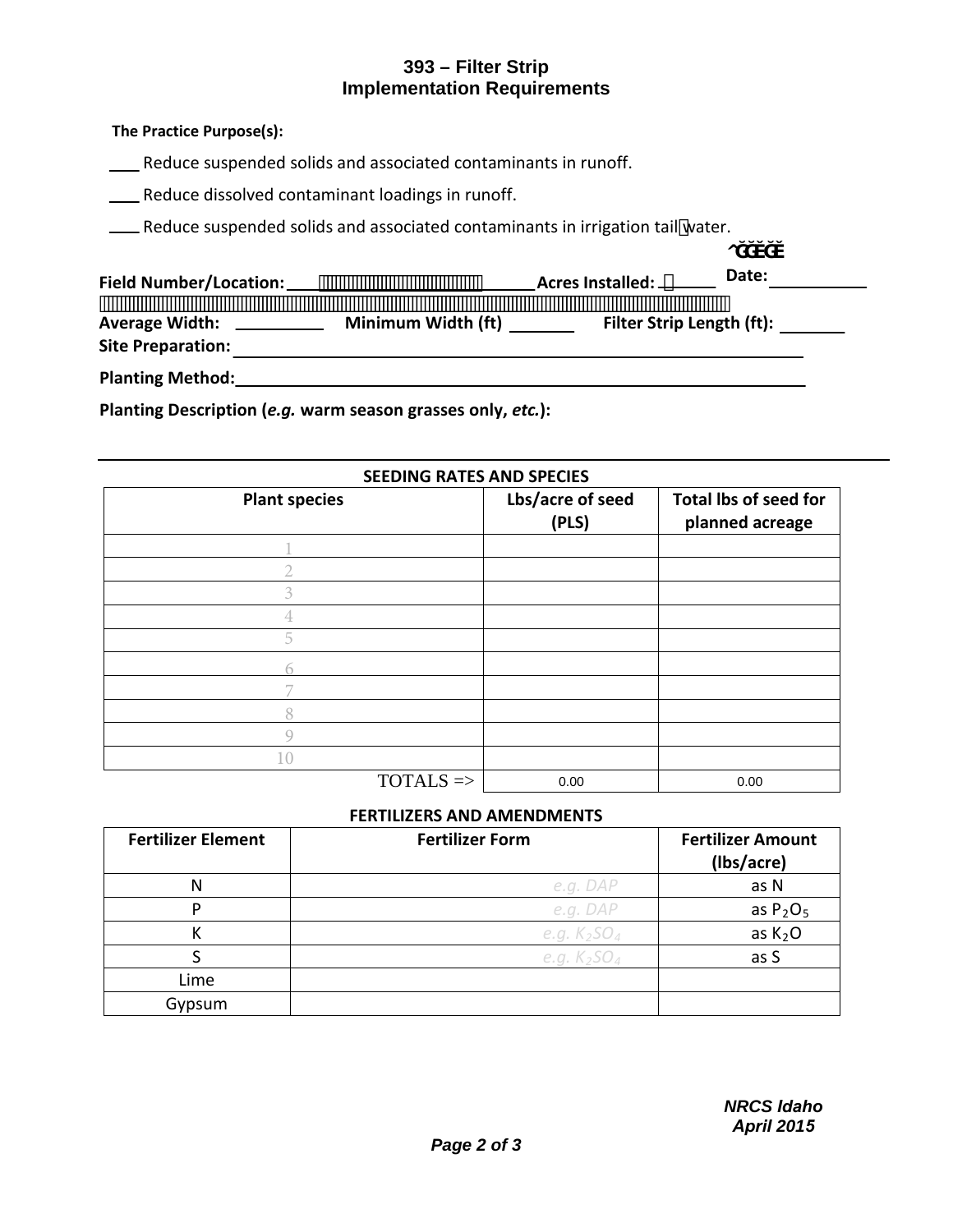# 393 – Filter Strip
## Implementation Requirements

**The Practice Purpose(s):**

___ Reduce suspended solids and associated contaminants in runoff.

___ Reduce dissolved contaminant loadings in runoff.

___ Reduce suspended solids and associated contaminants in irrigation tail water.

**Field Number/Location:** ________________ **Acres Installed:** ______ **Date:** __________

**Average Width:** __________ **Minimum Width (ft)** _______ **Filter Strip Length (ft):** _______

**Site Preparation:** ____________________________________________

**Planting Method:** ____________________________________________

**Planting Description (*e.g.* warm season grasses only, *etc.*):**

______________________________________________________________

**SEEDING RATES AND SPECIES**

| Plant species | Lbs/acre of seed (PLS) | Total lbs of seed for planned acreage |
|---|---|---|
| 1 | | |
| 2 | | |
| 3 | | |
| 4 | | |
| 5 | | |
| 6 | | |
| 7 | | |
| 8 | | |
| 9 | | |
| 10 | | |
| TOTALS => | 0.00 | 0.00 |

**FERTILIZERS AND AMENDMENTS**

| Fertilizer Element | Fertilizer Form | Fertilizer Amount (lbs/acre) |
|---|---|---|
| N | *e.g. DAP* | as N |
| P | *e.g. DAP* | as $P_2O_5$ |
| K | *e.g. $K_2SO_4$* | as $K_2O$ |
| S | *e.g. $K_2SO_4$* | as S |
| Lime | | |
| Gypsum | | |

*NRCS Idaho*
*April 2015*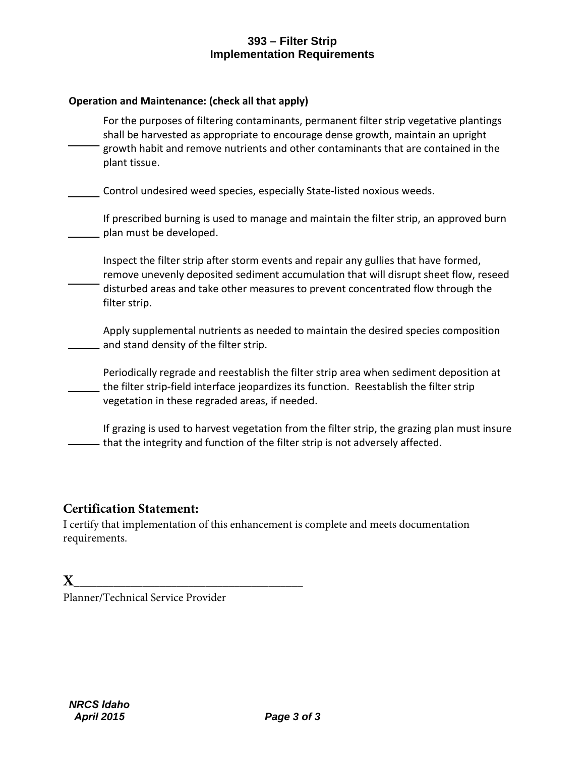# 393 – Filter Strip
# Implementation Requirements

**Operation and Maintenance: (check all that apply)**

______ For the purposes of filtering contaminants, permanent filter strip vegetative plantings shall be harvested as appropriate to encourage dense growth, maintain an upright growth habit and remove nutrients and other contaminants that are contained in the plant tissue.

______ Control undesired weed species, especially State-listed noxious weeds.

______ If prescribed burning is used to manage and maintain the filter strip, an approved burn plan must be developed.

______ Inspect the filter strip after storm events and repair any gullies that have formed, remove unevenly deposited sediment accumulation that will disrupt sheet flow, reseed disturbed areas and take other measures to prevent concentrated flow through the filter strip.

______ Apply supplemental nutrients as needed to maintain the desired species composition and stand density of the filter strip.

______ Periodically regrade and reestablish the filter strip area when sediment deposition at the filter strip-field interface jeopardizes its function. Reestablish the filter strip vegetation in these regraded areas, if needed.

______ If grazing is used to harvest vegetation from the filter strip, the grazing plan must insure that the integrity and function of the filter strip is not adversely affected.

## Certification Statement:

I certify that implementation of this enhancement is complete and meets documentation requirements.

**X**________________________________________

Planner/Technical Service Provider

*NRCS Idaho*
*April 2015*